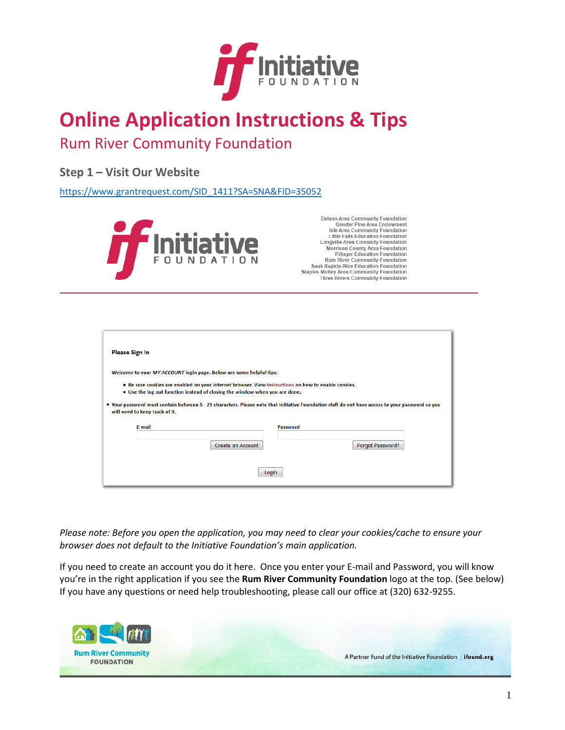# Online Application Instructions & Tips

## Rum River Community Foundation

### Step 1 – Visit Our Website

https://www.grantrequest.com/SID_1411?SA=SNA&FID=35052

Delano Area Community Foundation
Greater Pine Area Endowment
Isle Area Community Foundation
Little Falls Education Foundation
Longville Area Comunity Foundation
Morrison County Area Foundation
Pillager Education Foundation
Rum River Community Foundation
Sauk Rapids-Rice Education Foundation
Staples Motley Area Community Foundation
Three Rivers Community Foundation

**Please Sign In**

Welcome to your *MY ACCOUNT* login page. Below are some helpful tips:

- Be sure cookies are enabled on your internet browser. View Instructions on how to enable cookies.
- Use the log out function instead of closing the window when you are done.

- Your password must contain between 5 - 25 characters. Please note that Initiative Foundation staff do not have access to your password so you will need to keep track of it.

E-mail | Password

Create an Account | Forgot Password?

Login

*Please note: Before you open the application, you may need to clear your cookies/cache to ensure your browser does not default to the Initiative Foundation's main application.*

If you need to create an account you do it here. Once you enter your E-mail and Password, you will know you're in the right application if you see the **Rum River Community Foundation** logo at the top. (See below) If you have any questions or need help troubleshooting, please call our office at (320) 632-9255.

Rum River Community FOUNDATION

A Partner Fund of the Initiative Foundation | ifound.org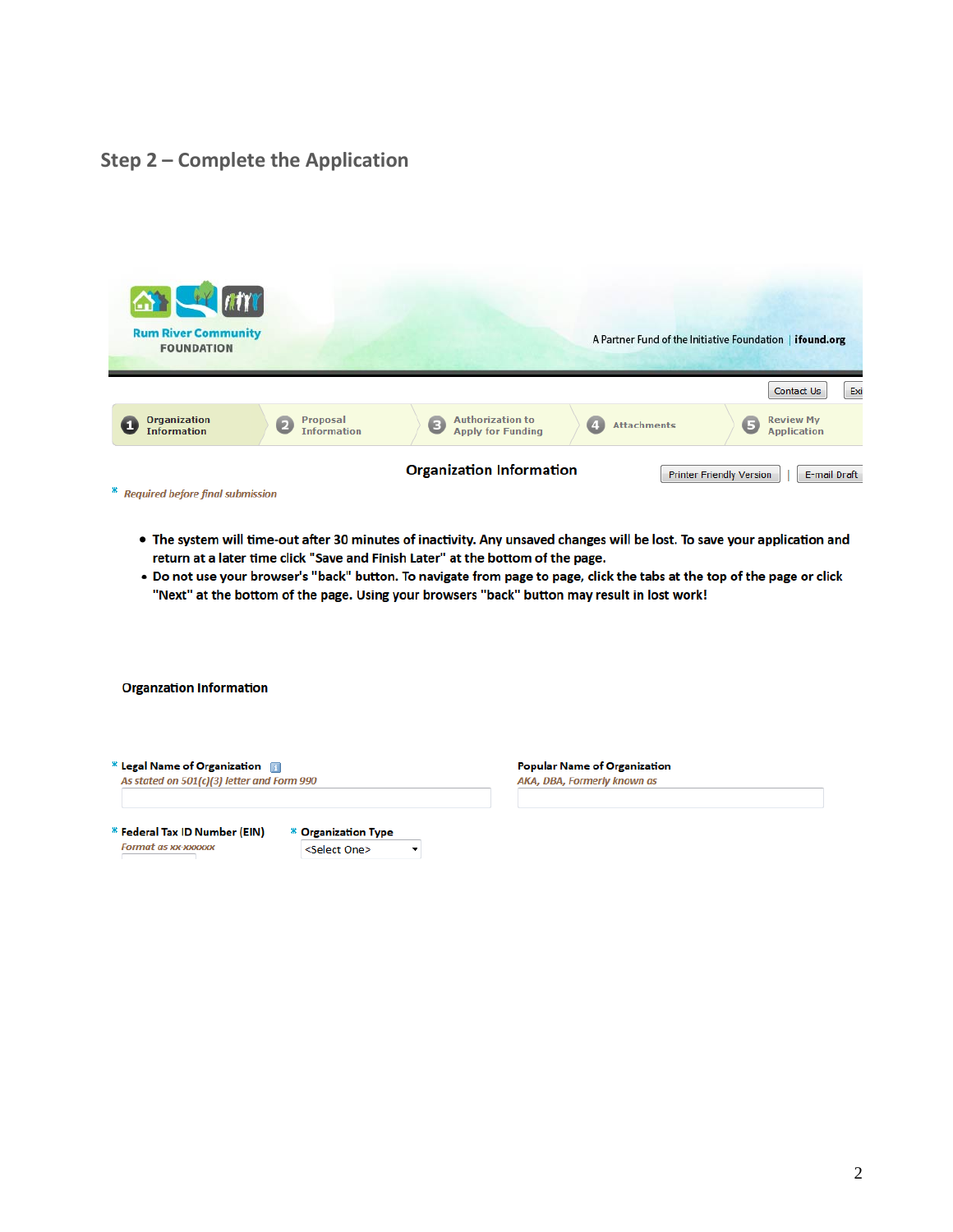## Step 2 – Complete the Application

Rum River Community FOUNDATION

A Partner Fund of the Initiative Foundation | ifound.org

Contact Us | Exi

1 Organization Information | 2 Proposal Information | 3 Authorization to Apply for Funding | 4 Attachments | 5 Review My Application

### Organization Information

Printer Friendly Version | E-mail Draft

\* *Required before final submission*

- **The system will time-out after 30 minutes of inactivity. Any unsaved changes will be lost. To save your application and return at a later time click "Save and Finish Later" at the bottom of the page.**
- **Do not use your browser's "back" button. To navigate from page to page, click the tabs at the top of the page or click "Next" at the bottom of the page. Using your browsers "back" button may result in lost work!**

**Organzation Information**

\* **Legal Name of Organization**
*As stated on 501(c)(3) letter and Form 990*

**Popular Name of Organization**
*AKA, DBA, Formerly known as*

\* **Federal Tax ID Number (EIN)**
*Format as xx-xxxxxx*

\* **Organization Type**
<Select One>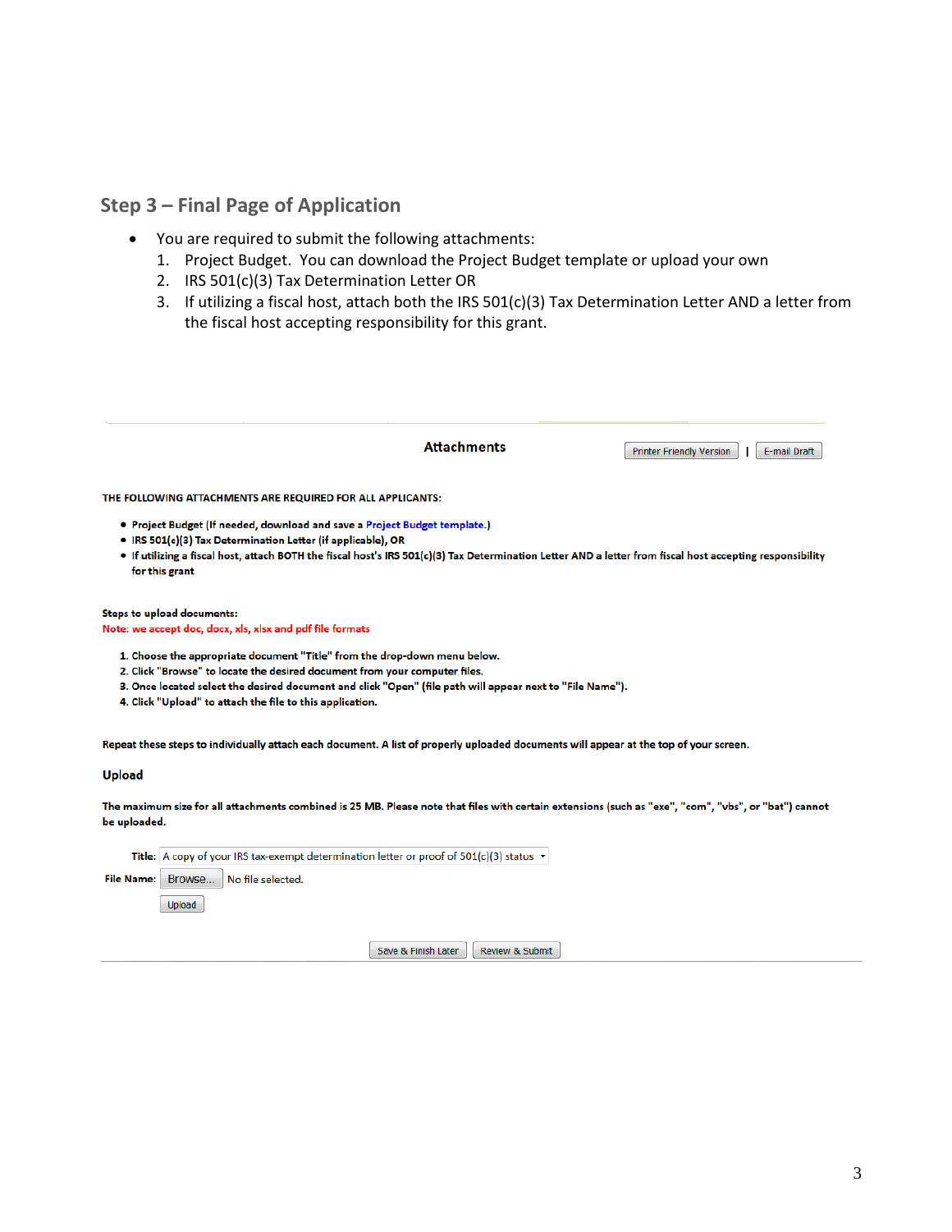## Step 3 – Final Page of Application

- You are required to submit the following attachments:
  1. Project Budget. You can download the Project Budget template or upload your own
  2. IRS 501(c)(3) Tax Determination Letter OR
  3. If utilizing a fiscal host, attach both the IRS 501(c)(3) Tax Determination Letter AND a letter from the fiscal host accepting responsibility for this grant.

**Attachments**

Printer Friendly Version | E-mail Draft

**THE FOLLOWING ATTACHMENTS ARE REQUIRED FOR ALL APPLICANTS:**

- **Project Budget (If needed, download and save a Project Budget template.)**
- **IRS 501(c)(3) Tax Determination Letter (if applicable), OR**
- **If utilizing a fiscal host, attach BOTH the fiscal host's IRS 501(c)(3) Tax Determination Letter AND a letter from fiscal host accepting responsibility for this grant**

**Steps to upload documents:**

**Note: we accept doc, docx, xls, xlsx and pdf file formats**

1. **Choose the appropriate document "Title" from the drop-down menu below.**
2. **Click "Browse" to locate the desired document from your computer files.**
3. **Once located select the desired document and click "Open" (file path will appear next to "File Name").**
4. **Click "Upload" to attach the file to this application.**

**Repeat these steps to individually attach each document. A list of properly uploaded documents will appear at the top of your screen.**

**Upload**

**The maximum size for all attachments combined is 25 MB. Please note that files with certain extensions (such as "exe", "com", "vbs", or "bat") cannot be uploaded.**

**Title:** A copy of your IRS tax-exempt determination letter or proof of 501(c)(3) status

**File Name:** Browse... No file selected.

Upload

Save & Finish Later | Review & Submit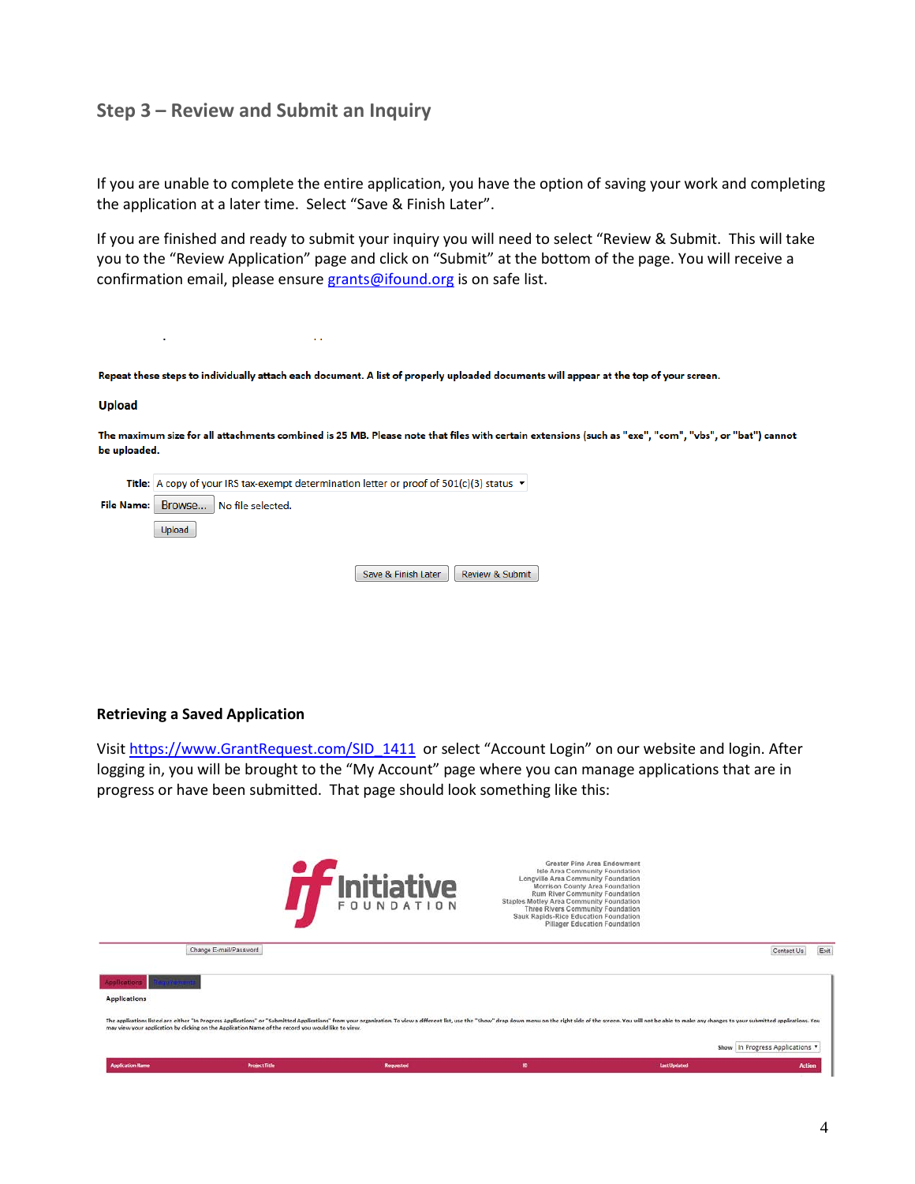## Step 3 – Review and Submit an Inquiry

If you are unable to complete the entire application, you have the option of saving your work and completing the application at a later time. Select "Save & Finish Later".

If you are finished and ready to submit your inquiry you will need to select "Review & Submit. This will take you to the "Review Application" page and click on "Submit" at the bottom of the page. You will receive a confirmation email, please ensure grants@ifound.org is on safe list.

**Repeat these steps to individually attach each document. A list of properly uploaded documents will appear at the top of your screen.**

**Upload**

**The maximum size for all attachments combined is 25 MB. Please note that files with certain extensions (such as "exe", "com", "vbs", or "bat") cannot be uploaded.**

**Title:** A copy of your IRS tax-exempt determination letter or proof of 501(c)(3) status

**File Name:** Browse... No file selected.

Upload

Save & Finish Later | Review & Submit

### Retrieving a Saved Application

Visit https://www.GrantRequest.com/SID_1411 or select "Account Login" on our website and login. After logging in, you will be brought to the "My Account" page where you can manage applications that are in progress or have been submitted. That page should look something like this:

Initiative FOUNDATION

Greater Pine Area Endowment
Isle Area Community Foundation
Longville Area Community Foundation
Morrison County Area Foundation
Rum River Community Foundation
Staples Motley Area Community Foundation
Three Rivers Community Foundation
Sauk Rapids-Rice Education Foundation
Pillager Education Foundation

Change E-mail/Password | Contact Us | Exit

Applications | Requirements

Applications

The applications listed are either "In Progress Applications" or "Submitted Applications" from your organization. To view a different list, use the "Show" drop down menu on the right side of the screen. You will not be able to make any changes to your submitted applications. You may view your application by clicking on the Application Name of the record you would like to view.

Show: In Progress Applications

| Application Name | Project Title | Requested | ID | Last Updated | Action |
|---|---|---|---|---|---|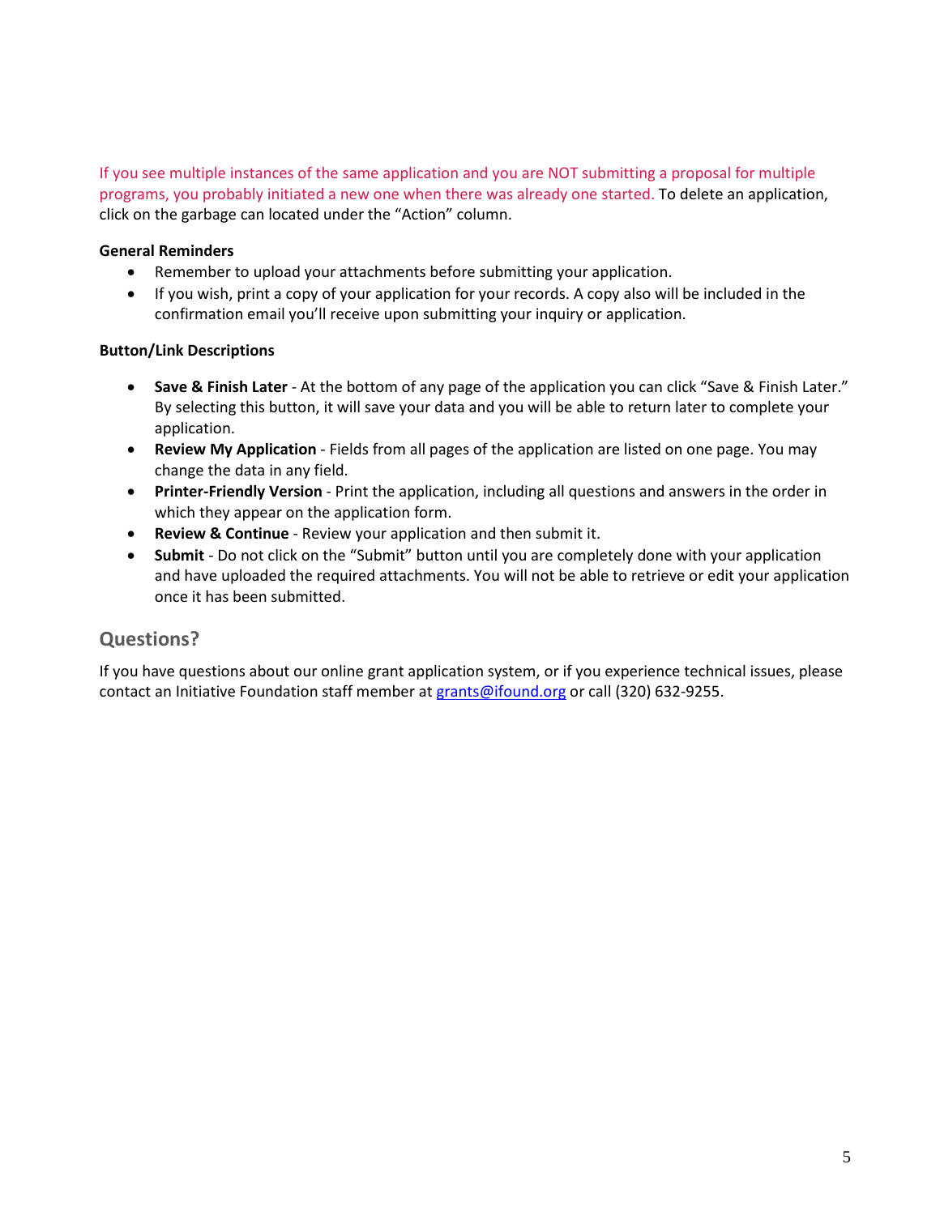If you see multiple instances of the same application and you are NOT submitting a proposal for multiple programs, you probably initiated a new one when there was already one started. To delete an application, click on the garbage can located under the "Action" column.

**General Reminders**

- Remember to upload your attachments before submitting your application.
- If you wish, print a copy of your application for your records. A copy also will be included in the confirmation email you'll receive upon submitting your inquiry or application.

**Button/Link Descriptions**

- **Save & Finish Later** - At the bottom of any page of the application you can click "Save & Finish Later." By selecting this button, it will save your data and you will be able to return later to complete your application.
- **Review My Application** - Fields from all pages of the application are listed on one page. You may change the data in any field.
- **Printer-Friendly Version** - Print the application, including all questions and answers in the order in which they appear on the application form.
- **Review & Continue** - Review your application and then submit it.
- **Submit** - Do not click on the "Submit" button until you are completely done with your application and have uploaded the required attachments. You will not be able to retrieve or edit your application once it has been submitted.

## Questions?

If you have questions about our online grant application system, or if you experience technical issues, please contact an Initiative Foundation staff member at grants@ifound.org or call (320) 632-9255.